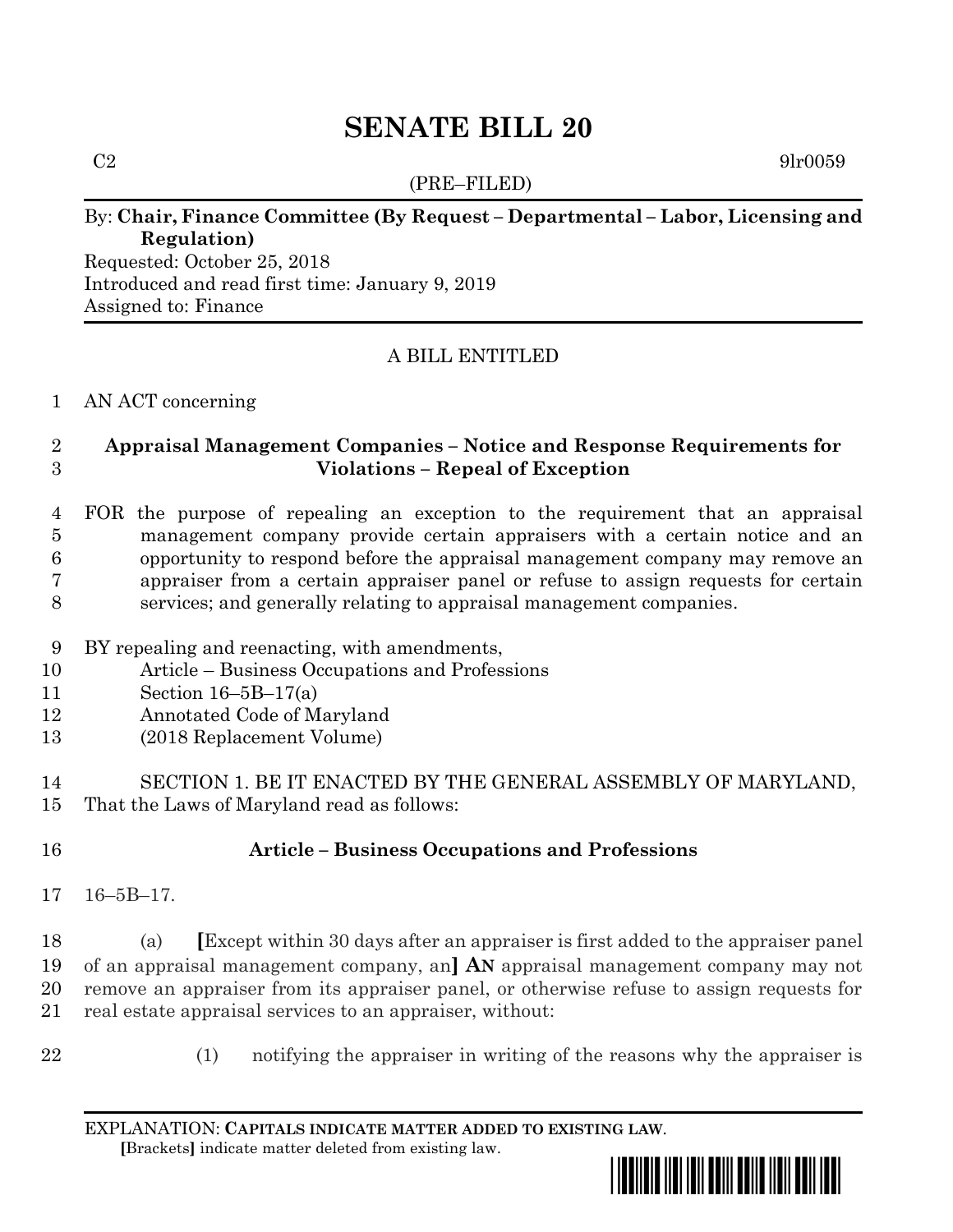# SENATE BILL 20

C2 9lr0059

(PRE–FILED)

By: **Chair, Finance Committee (By Request – Departmental – Labor, Licensing and Regulation)**
Requested: October 25, 2018
Introduced and read first time: January 9, 2019
Assigned to: Finance

A BILL ENTITLED

AN ACT concerning

**Appraisal Management Companies – Notice and Response Requirements for Violations – Repeal of Exception**

FOR the purpose of repealing an exception to the requirement that an appraisal management company provide certain appraisers with a certain notice and an opportunity to respond before the appraisal management company may remove an appraiser from a certain appraiser panel or refuse to assign requests for certain services; and generally relating to appraisal management companies.

BY repealing and reenacting, with amendments,
Article – Business Occupations and Professions
Section 16–5B–17(a)
Annotated Code of Maryland
(2018 Replacement Volume)

SECTION 1. BE IT ENACTED BY THE GENERAL ASSEMBLY OF MARYLAND, That the Laws of Maryland read as follows:

**Article – Business Occupations and Professions**

16–5B–17.

(a) **[**Except within 30 days after an appraiser is first added to the appraiser panel of an appraisal management company, an**]** **AN** appraisal management company may not remove an appraiser from its appraiser panel, or otherwise refuse to assign requests for real estate appraisal services to an appraiser, without:

(1) notifying the appraiser in writing of the reasons why the appraiser is

EXPLANATION: **CAPITALS INDICATE MATTER ADDED TO EXISTING LAW.**
**[**Brackets**]** indicate matter deleted from existing law.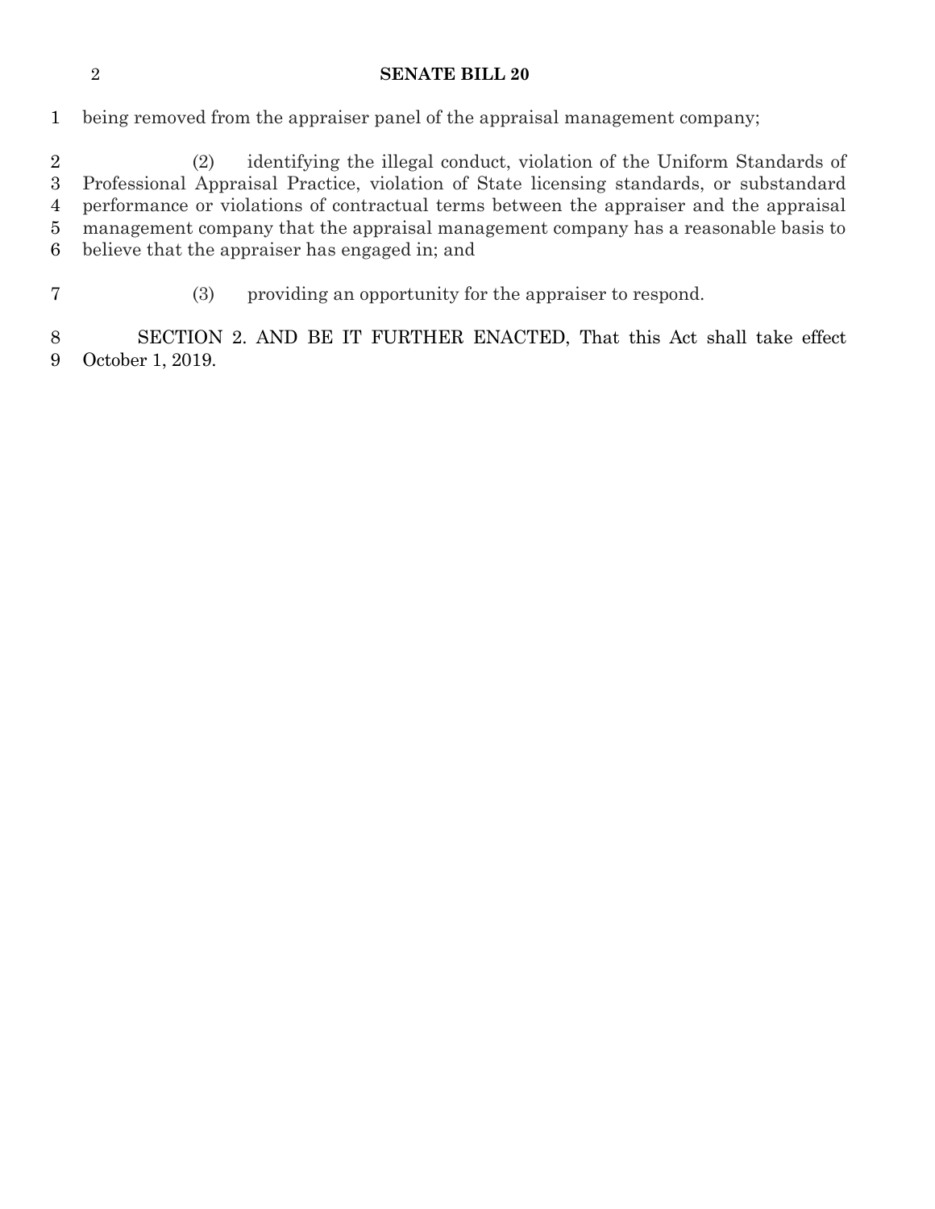being removed from the appraiser panel of the appraisal management company;

(2) identifying the illegal conduct, violation of the Uniform Standards of Professional Appraisal Practice, violation of State licensing standards, or substandard performance or violations of contractual terms between the appraiser and the appraisal management company that the appraisal management company has a reasonable basis to believe that the appraiser has engaged in; and

(3) providing an opportunity for the appraiser to respond.

SECTION 2. AND BE IT FURTHER ENACTED, That this Act shall take effect October 1, 2019.